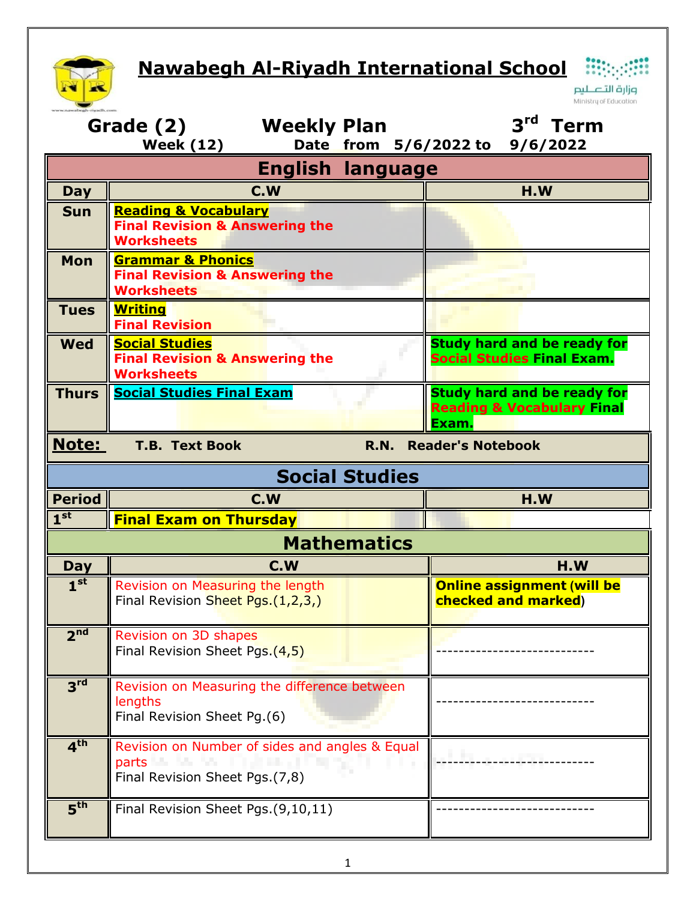# Nawabegh Al-Riyadh International School

وزارة التعليم
Ministry of Education

**Grade (2)** **Weekly Plan** **3rd Term**

**Week (12)** **Date from 5/6/2022 to 9/6/2022**

## English language

| Day | C.W | H.W |
|---|---|---|
| **Sun** | **Reading & Vocabulary** **Final Revision & Answering the Worksheets** | |
| **Mon** | **Grammar & Phonics** **Final Revision & Answering the Worksheets** | |
| **Tues** | **Writing** **Final Revision** | |
| **Wed** | **Social Studies** **Final Revision & Answering the Worksheets** | **Study hard and be ready for Social Studies Final Exam.** |
| **Thurs** | **Social Studies Final Exam** | **Study hard and be ready for Reading & Vocabulary Final Exam.** |

**Note:** **T.B. Text Book** **R.N. Reader's Notebook**

## Social Studies

| Period | C.W | H.W |
|---|---|---|
| **1st** | **Final Exam on Thursday** | |

## Mathematics

| Day | C.W | H.W |
|---|---|---|
| **1st** | Revision on Measuring the length<br>Final Revision Sheet Pgs.(1,2,3,) | **Online assignment (will be checked and marked)** |
| **2nd** | Revision on 3D shapes<br>Final Revision Sheet Pgs.(4,5) | ---------------------------- |
| **3rd** | Revision on Measuring the difference between lengths<br>Final Revision Sheet Pg.(6) | ---------------------------- |
| **4th** | Revision on Number of sides and angles & Equal parts<br>Final Revision Sheet Pgs.(7,8) | ---------------------------- |
| **5th** | Final Revision Sheet Pgs.(9,10,11) | ---------------------------- |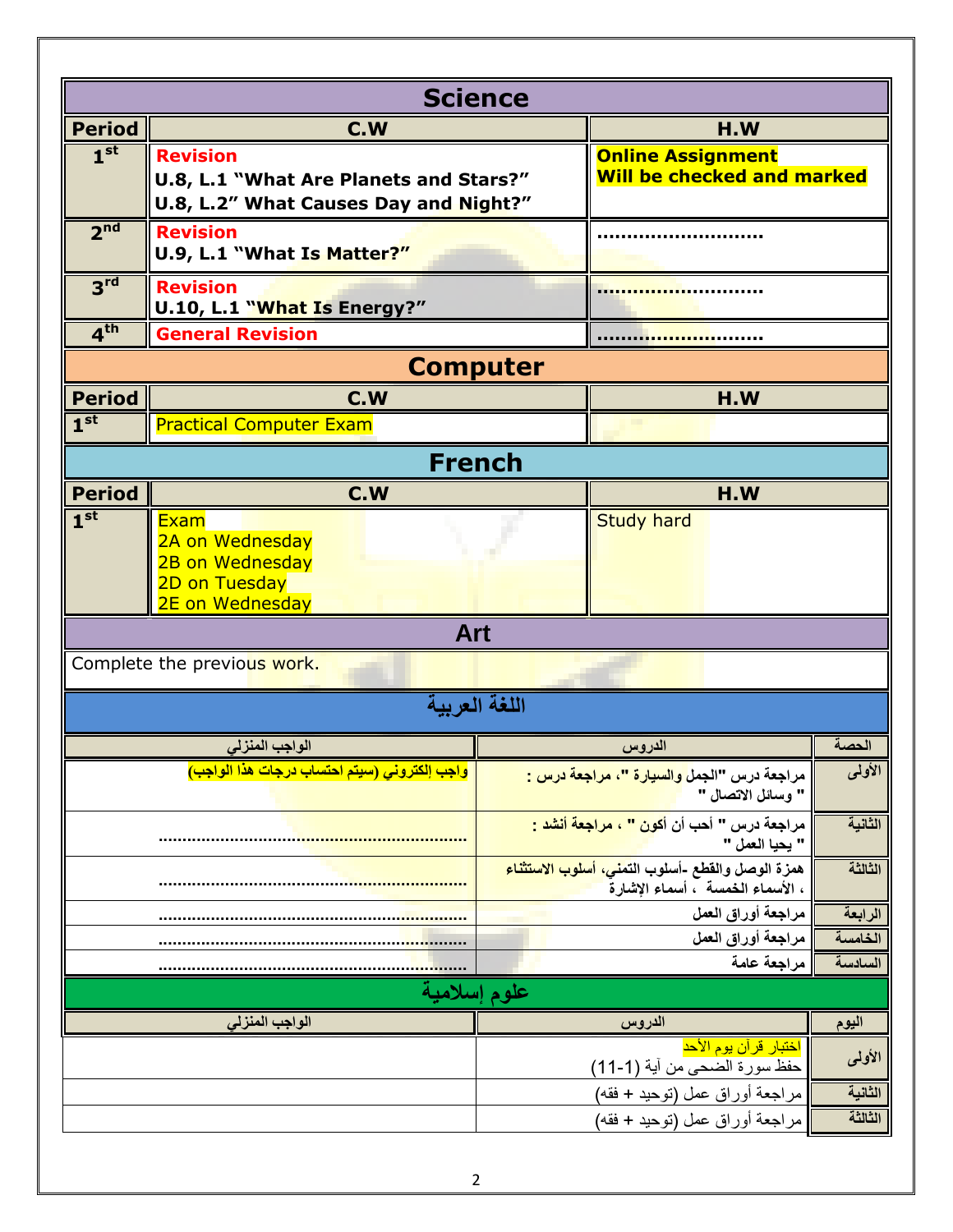## Science

| Period | C.W | H.W |
|---|---|---|
| 1st | **Revision**<br>**U.8, L.1 "What Are Planets and Stars?"**<br>**U.8, L.2" What Causes Day and Night?"** | **Online Assignment**<br>**Will be checked and marked** |
| 2nd | **Revision**<br>**U.9, L.1 "What Is Matter?"** | ......................... |
| 3rd | **Revision**<br>**U.10, L.1 "What Is Energy?"** | ......................... |
| 4th | **General Revision** | ......................... |

## Computer

| Period | C.W | H.W |
|---|---|---|
| 1st | Practical Computer Exam | |

## French

| Period | C.W | H.W |
|---|---|---|
| 1st | Exam<br>2A on Wednesday<br>2B on Wednesday<br>2D on Tuesday<br>2E on Wednesday | Study hard |

## Art

Complete the previous work.

## اللغة العربية

| الحصة | الدروس | الواجب المنزلي |
|---|---|---|
| الأولى | مراجعة درس "الجمل والسيارة "، مراجعة درس : " وسائل الاتصال " | واجب إلكتروني (سيتم احتساب درجات هذا الواجب) |
| الثانية | مراجعة درس " أحب أن أكون " ، مراجعة أنشد : " يحيا العمل " | .................................................................. |
| الثالثة | همزة الوصل والقطع -أسلوب التمني، أسلوب الاستثناء ، الأسماء الخمسة ، أسماء الإشارة | .................................................................. |
| الرابعة | مراجعة أوراق العمل | .................................................................. |
| الخامسة | مراجعة أوراق العمل | .................................................................. |
| السادسة | مراجعة عامة | .................................................................. |

## علوم إسلامية

| اليوم | الدروس | الواجب المنزلي |
|---|---|---|
| الأولى | اختبار قرآن يوم الأحد<br>حفظ سورة الضحى من آية (1-11) | |
| الثانية | مراجعة أوراق عمل (توحيد + فقه) | |
| الثالثة | مراجعة أوراق عمل (توحيد + فقه) | |